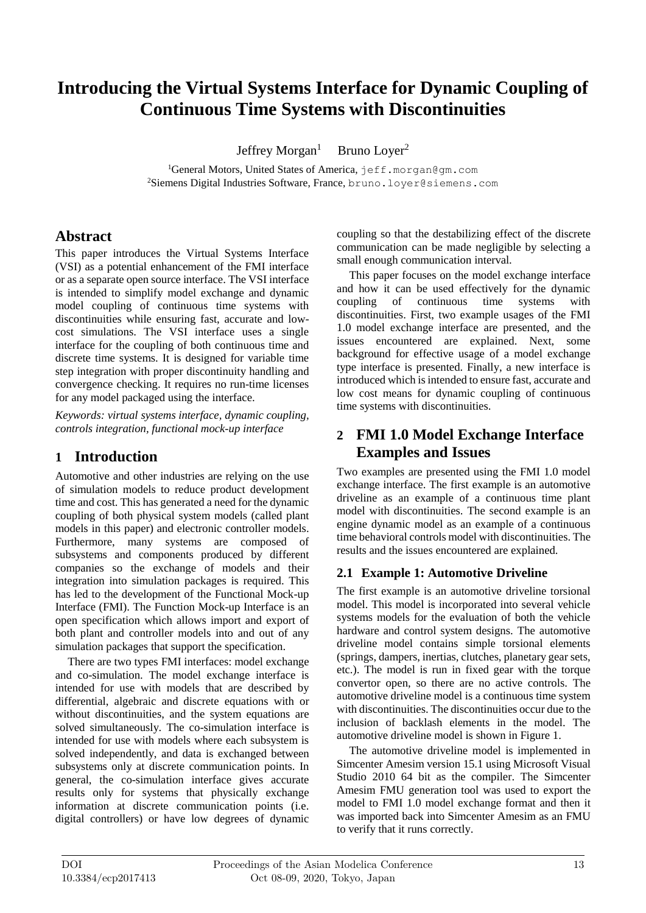# Introducing the Virtual Systems Interface for Dynamic Coupling of Continuous Time Systems with Discontinuities

Jeffrey Morgan[1] Bruno Loyer[2]

[1]General Motors, United States of America, jeff.morgan@gm.com
[2]Siemens Digital Industries Software, France, bruno.loyer@siemens.com

## Abstract

This paper introduces the Virtual Systems Interface (VSI) as a potential enhancement of the FMI interface or as a separate open source interface. The VSI interface is intended to simplify model exchange and dynamic model coupling of continuous time systems with discontinuities while ensuring fast, accurate and low-cost simulations. The VSI interface uses a single interface for the coupling of both continuous time and discrete time systems. It is designed for variable time step integration with proper discontinuity handling and convergence checking. It requires no run-time licenses for any model packaged using the interface.

*Keywords: virtual systems interface, dynamic coupling, controls integration, functional mock-up interface*

## 1 Introduction

Automotive and other industries are relying on the use of simulation models to reduce product development time and cost. This has generated a need for the dynamic coupling of both physical system models (called plant models in this paper) and electronic controller models. Furthermore, many systems are composed of subsystems and components produced by different companies so the exchange of models and their integration into simulation packages is required. This has led to the development of the Functional Mock-up Interface (FMI). The Function Mock-up Interface is an open specification which allows import and export of both plant and controller models into and out of any simulation packages that support the specification.

There are two types FMI interfaces: model exchange and co-simulation. The model exchange interface is intended for use with models that are described by differential, algebraic and discrete equations with or without discontinuities, and the system equations are solved simultaneously. The co-simulation interface is intended for use with models where each subsystem is solved independently, and data is exchanged between subsystems only at discrete communication points. In general, the co-simulation interface gives accurate results only for systems that physically exchange information at discrete communication points (i.e. digital controllers) or have low degrees of dynamic coupling so that the destabilizing effect of the discrete communication can be made negligible by selecting a small enough communication interval.

This paper focuses on the model exchange interface and how it can be used effectively for the dynamic coupling of continuous time systems with discontinuities. First, two example usages of the FMI 1.0 model exchange interface are presented, and the issues encountered are explained. Next, some background for effective usage of a model exchange type interface is presented. Finally, a new interface is introduced which is intended to ensure fast, accurate and low cost means for dynamic coupling of continuous time systems with discontinuities.

## 2 FMI 1.0 Model Exchange Interface Examples and Issues

Two examples are presented using the FMI 1.0 model exchange interface. The first example is an automotive driveline as an example of a continuous time plant model with discontinuities. The second example is an engine dynamic model as an example of a continuous time behavioral controls model with discontinuities. The results and the issues encountered are explained.

### 2.1 Example 1: Automotive Driveline

The first example is an automotive driveline torsional model. This model is incorporated into several vehicle systems models for the evaluation of both the vehicle hardware and control system designs. The automotive driveline model contains simple torsional elements (springs, dampers, inertias, clutches, planetary gear sets, etc.). The model is run in fixed gear with the torque convertor open, so there are no active controls. The automotive driveline model is a continuous time system with discontinuities. The discontinuities occur due to the inclusion of backlash elements in the model. The automotive driveline model is shown in Figure 1.

The automotive driveline model is implemented in Simcenter Amesim version 15.1 using Microsoft Visual Studio 2010 64 bit as the compiler. The Simcenter Amesim FMU generation tool was used to export the model to FMI 1.0 model exchange format and then it was imported back into Simcenter Amesim as an FMU to verify that it runs correctly.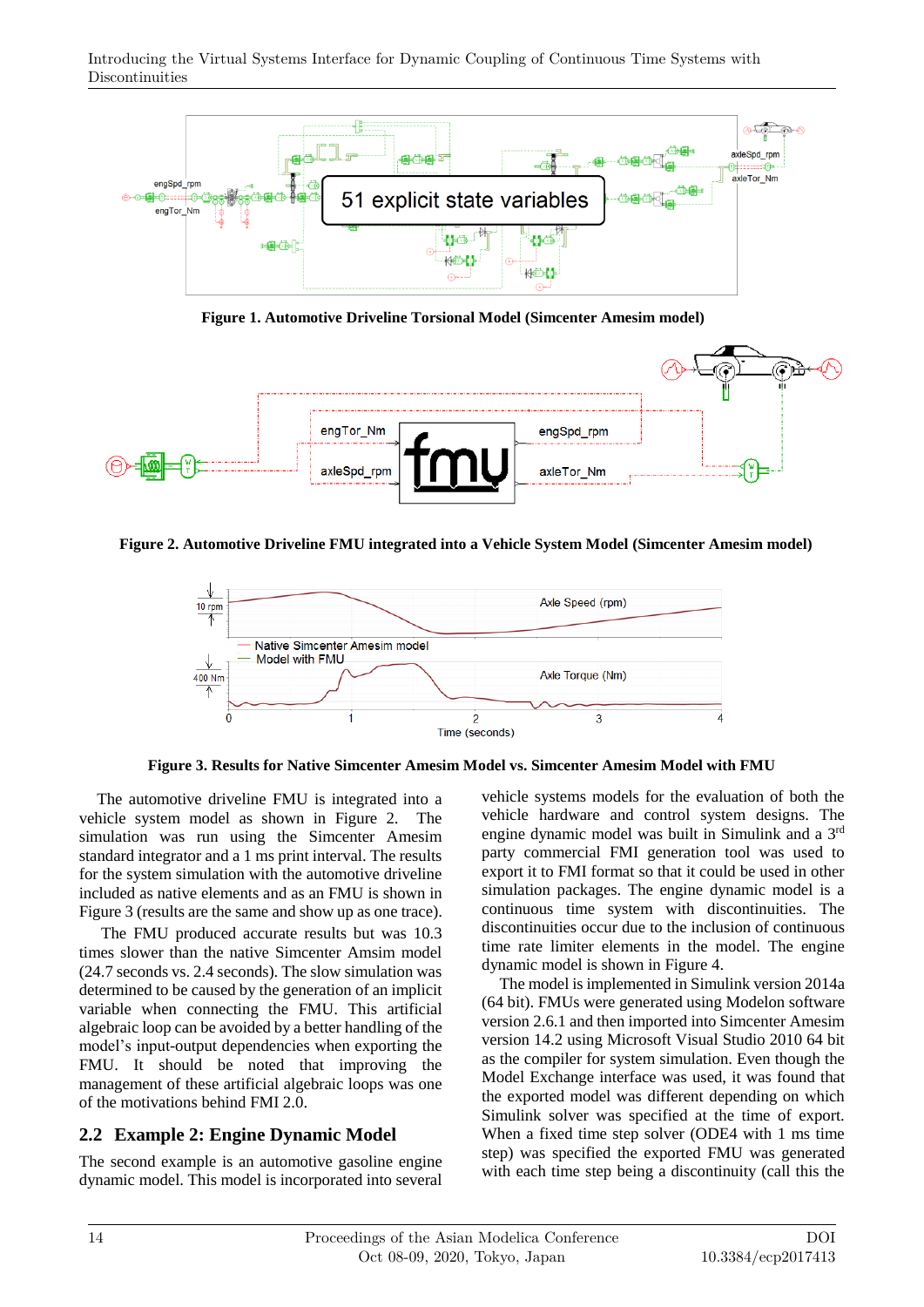**Figure 1. Automotive Driveline Torsional Model (Simcenter Amesim model)**

**Figure 2. Automotive Driveline FMU integrated into a Vehicle System Model (Simcenter Amesim model)**

**Figure 3. Results for Native Simcenter Amesim Model vs. Simcenter Amesim Model with FMU**

The automotive driveline FMU is integrated into a vehicle system model as shown in Figure 2. The simulation was run using the Simcenter Amesim standard integrator and a 1 ms print interval. The results for the system simulation with the automotive driveline included as native elements and as an FMU is shown in Figure 3 (results are the same and show up as one trace).

The FMU produced accurate results but was 10.3 times slower than the native Simcenter Amsim model (24.7 seconds vs. 2.4 seconds). The slow simulation was determined to be caused by the generation of an implicit variable when connecting the FMU. This artificial algebraic loop can be avoided by a better handling of the model's input-output dependencies when exporting the FMU. It should be noted that improving the management of these artificial algebraic loops was one of the motivations behind FMI 2.0.

## 2.2 Example 2: Engine Dynamic Model

The second example is an automotive gasoline engine dynamic model. This model is incorporated into several vehicle systems models for the evaluation of both the vehicle hardware and control system designs. The engine dynamic model was built in Simulink and a 3rd party commercial FMI generation tool was used to export it to FMI format so that it could be used in other simulation packages. The engine dynamic model is a continuous time system with discontinuities. The discontinuities occur due to the inclusion of continuous time rate limiter elements in the model. The engine dynamic model is shown in Figure 4.

The model is implemented in Simulink version 2014a (64 bit). FMUs were generated using Modelon software version 2.6.1 and then imported into Simcenter Amesim version 14.2 using Microsoft Visual Studio 2010 64 bit as the compiler for system simulation. Even though the Model Exchange interface was used, it was found that the exported model was different depending on which Simulink solver was specified at the time of export. When a fixed time step solver (ODE4 with 1 ms time step) was specified the exported FMU was generated with each time step being a discontinuity (call this the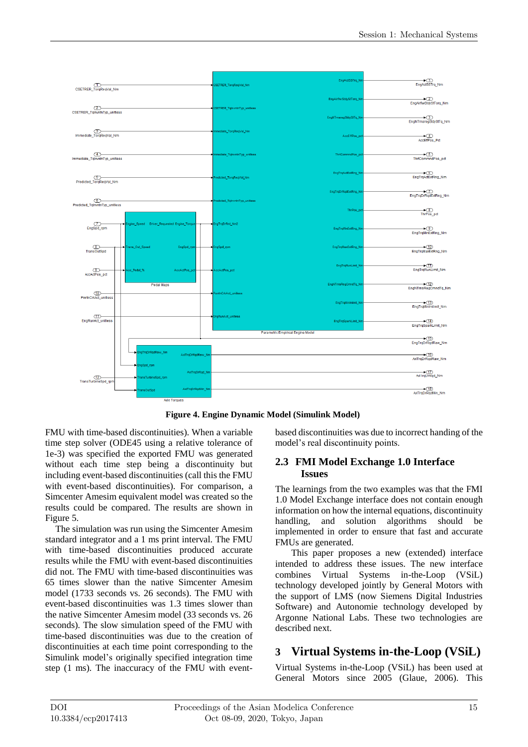**Figure 4. Engine Dynamic Model (Simulink Model)**

FMU with time-based discontinuities). When a variable time step solver (ODE45 using a relative tolerance of 1e-3) was specified the exported FMU was generated without each time step being a discontinuity but including event-based discontinuities (call this the FMU with event-based discontinuities). For comparison, a Simcenter Amesim equivalent model was created so the results could be compared. The results are shown in Figure 5.

The simulation was run using the Simcenter Amesim standard integrator and a 1 ms print interval. The FMU with time-based discontinuities produced accurate results while the FMU with event-based discontinuities did not. The FMU with time-based discontinuities was 65 times slower than the native Simcenter Amesim model (1733 seconds vs. 26 seconds). The FMU with event-based discontinuities was 1.3 times slower than the native Simcenter Amesim model (33 seconds vs. 26 seconds). The slow simulation speed of the FMU with time-based discontinuities was due to the creation of discontinuities at each time point corresponding to the Simulink model's originally specified integration time step (1 ms). The inaccuracy of the FMU with event-based discontinuities was due to incorrect handing of the model's real discontinuity points.

## 2.3 FMI Model Exchange 1.0 Interface Issues

The learnings from the two examples was that the FMI 1.0 Model Exchange interface does not contain enough information on how the internal equations, discontinuity handling, and solution algorithms should be implemented in order to ensure that fast and accurate FMUs are generated.

This paper proposes a new (extended) interface intended to address these issues. The new interface combines Virtual Systems in-the-Loop (VSiL) technology developed jointly by General Motors with the support of LMS (now Siemens Digital Industries Software) and Autonomie technology developed by Argonne National Labs. These two technologies are described next.

# 3 Virtual Systems in-the-Loop (VSiL)

Virtual Systems in-the-Loop (VSiL) has been used at General Motors since 2005 (Glaue, 2006). This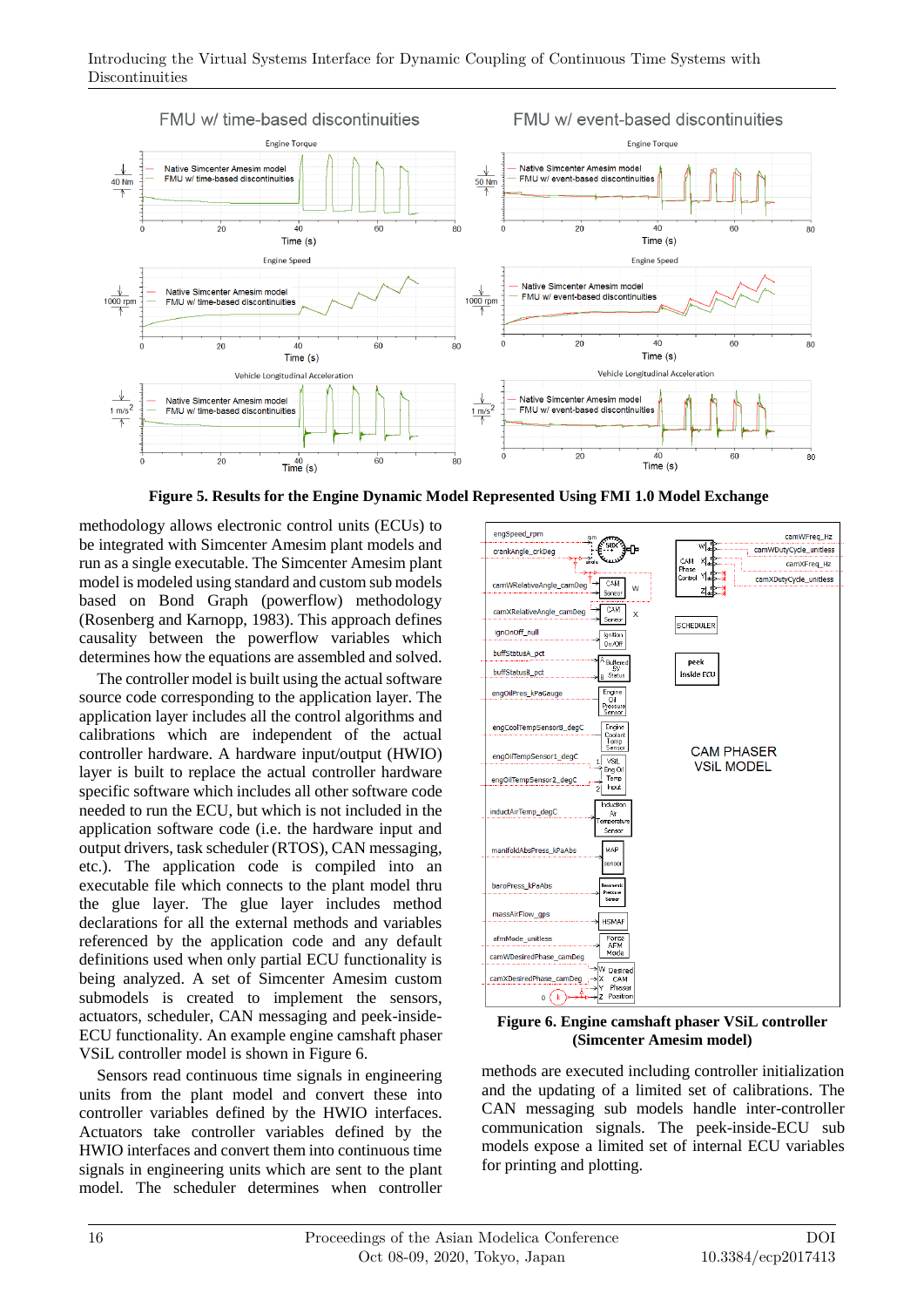**Figure 5. Results for the Engine Dynamic Model Represented Using FMI 1.0 Model Exchange**

methodology allows electronic control units (ECUs) to be integrated with Simcenter Amesim plant models and run as a single executable. The Simcenter Amesim plant model is modeled using standard and custom sub models based on Bond Graph (powerflow) methodology (Rosenberg and Karnopp, 1983). This approach defines causality between the powerflow variables which determines how the equations are assembled and solved.

The controller model is built using the actual software source code corresponding to the application layer. The application layer includes all the control algorithms and calibrations which are independent of the actual controller hardware. A hardware input/output (HWIO) layer is built to replace the actual controller hardware specific software which includes all other software code needed to run the ECU, but which is not included in the application software code (i.e. the hardware input and output drivers, task scheduler (RTOS), CAN messaging, etc.). The application code is compiled into an executable file which connects to the plant model thru the glue layer. The glue layer includes method declarations for all the external methods and variables referenced by the application code and any default definitions used when only partial ECU functionality is being analyzed. A set of Simcenter Amesim custom submodels is created to implement the sensors, actuators, scheduler, CAN messaging and peek-inside-ECU functionality. An example engine camshaft phaser VSiL controller model is shown in Figure 6.

Sensors read continuous time signals in engineering units from the plant model and convert these into controller variables defined by the HWIO interfaces. Actuators take controller variables defined by the HWIO interfaces and convert them into continuous time signals in engineering units which are sent to the plant model. The scheduler determines when controller methods are executed including controller initialization and the updating of a limited set of calibrations. The CAN messaging sub models handle inter-controller communication signals. The peek-inside-ECU sub models expose a limited set of internal ECU variables for printing and plotting.

**Figure 6. Engine camshaft phaser VSiL controller (Simcenter Amesim model)**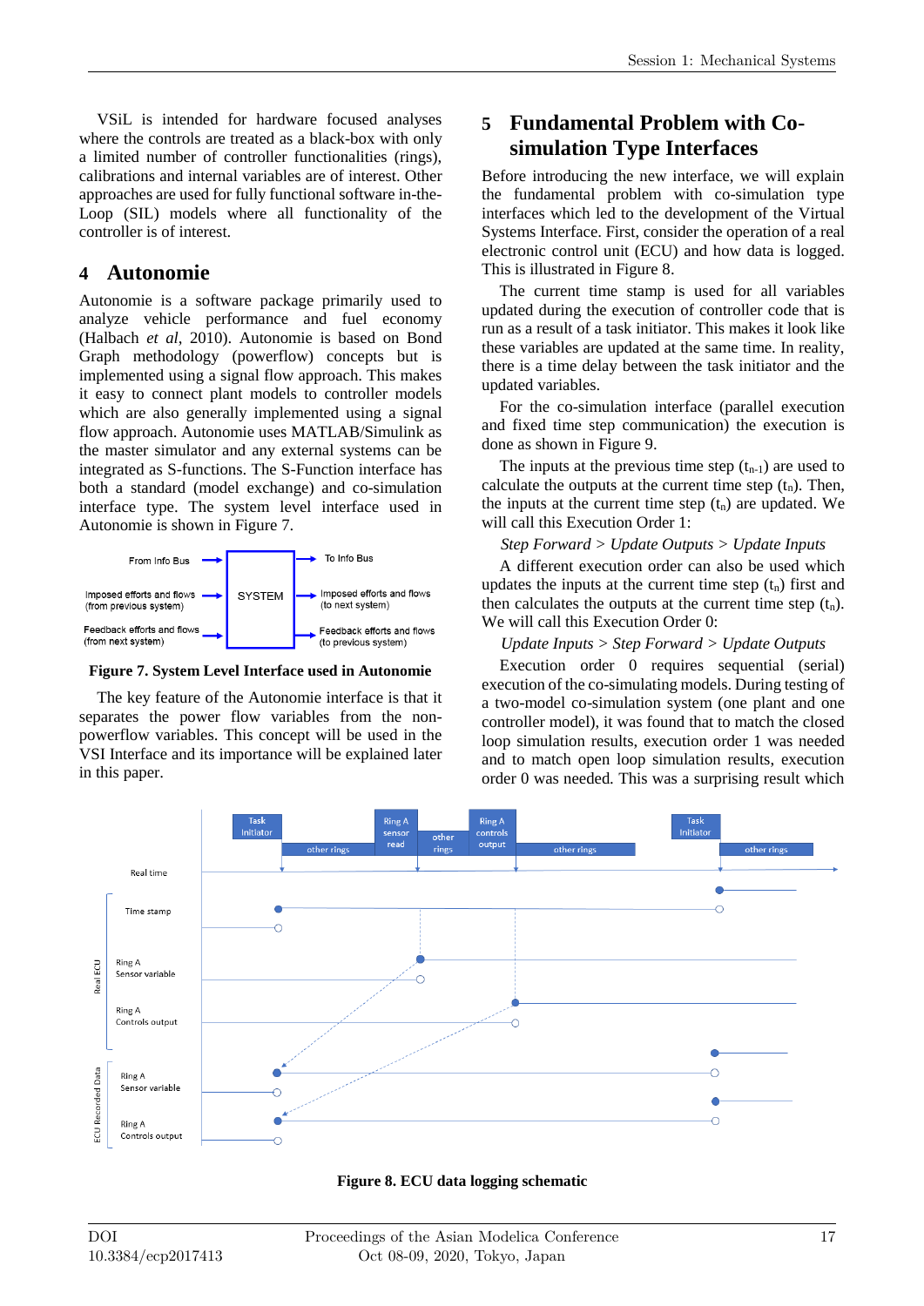VSiL is intended for hardware focused analyses where the controls are treated as a black-box with only a limited number of controller functionalities (rings), calibrations and internal variables are of interest. Other approaches are used for fully functional software in-the-Loop (SIL) models where all functionality of the controller is of interest.

## 4 Autonomie

Autonomie is a software package primarily used to analyze vehicle performance and fuel economy (Halbach *et al*, 2010). Autonomie is based on Bond Graph methodology (powerflow) concepts but is implemented using a signal flow approach. This makes it easy to connect plant models to controller models which are also generally implemented using a signal flow approach. Autonomie uses MATLAB/Simulink as the master simulator and any external systems can be integrated as S-functions. The S-Function interface has both a standard (model exchange) and co-simulation interface type. The system level interface used in Autonomie is shown in Figure 7.

**Figure 7. System Level Interface used in Autonomie**

The key feature of the Autonomie interface is that it separates the power flow variables from the non-powerflow variables. This concept will be used in the VSI Interface and its importance will be explained later in this paper.

## 5 Fundamental Problem with Co-simulation Type Interfaces

Before introducing the new interface, we will explain the fundamental problem with co-simulation type interfaces which led to the development of the Virtual Systems Interface. First, consider the operation of a real electronic control unit (ECU) and how data is logged. This is illustrated in Figure 8.

The current time stamp is used for all variables updated during the execution of controller code that is run as a result of a task initiator. This makes it look like these variables are updated at the same time. In reality, there is a time delay between the task initiator and the updated variables.

For the co-simulation interface (parallel execution and fixed time step communication) the execution is done as shown in Figure 9.

The inputs at the previous time step ($t_{n-1}$) are used to calculate the outputs at the current time step ($t_n$). Then, the inputs at the current time step ($t_n$) are updated. We will call this Execution Order 1:

*Step Forward > Update Outputs > Update Inputs*

A different execution order can also be used which updates the inputs at the current time step ($t_n$) first and then calculates the outputs at the current time step ($t_n$). We will call this Execution Order 0:

*Update Inputs > Step Forward > Update Outputs*

Execution order 0 requires sequential (serial) execution of the co-simulating models. During testing of a two-model co-simulation system (one plant and one controller model), it was found that to match the closed loop simulation results, execution order 1 was needed and to match open loop simulation results, execution order 0 was needed. This was a surprising result which

**Figure 8. ECU data logging schematic**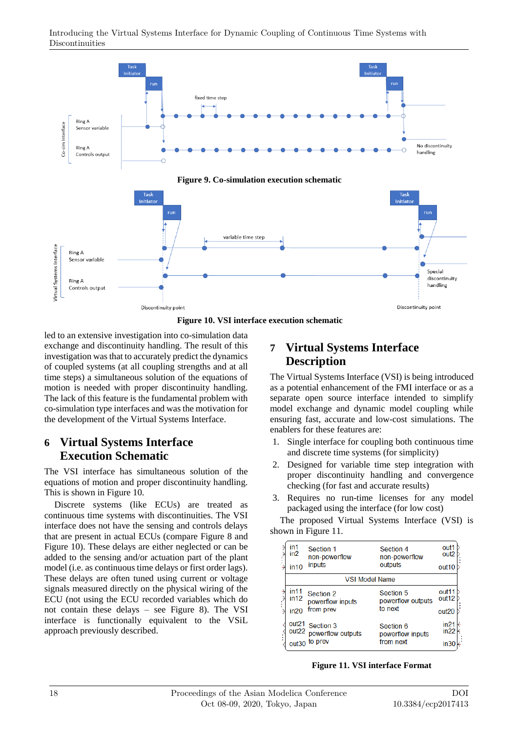Figure 9. Co-simulation execution schematic

Figure 10. VSI interface execution schematic

led to an extensive investigation into co-simulation data exchange and discontinuity handling. The result of this investigation was that to accurately predict the dynamics of coupled systems (at all coupling strengths and at all time steps) a simultaneous solution of the equations of motion is needed with proper discontinuity handling. The lack of this feature is the fundamental problem with co-simulation type interfaces and was the motivation for the development of the Virtual Systems Interface.

## 6 Virtual Systems Interface Execution Schematic

The VSI interface has simultaneous solution of the equations of motion and proper discontinuity handling. This is shown in Figure 10.

Discrete systems (like ECUs) are treated as continuous time systems with discontinuities. The VSI interface does not have the sensing and controls delays that are present in actual ECUs (compare Figure 8 and Figure 10). These delays are either neglected or can be added to the sensing and/or actuation part of the plant model (i.e. as continuous time delays or first order lags). These delays are often tuned using current or voltage signals measured directly on the physical wiring of the ECU (not using the ECU recorded variables which do not contain these delays – see Figure 8). The VSI interface is functionally equivalent to the VSiL approach previously described.

## 7 Virtual Systems Interface Description

The Virtual Systems Interface (VSI) is being introduced as a potential enhancement of the FMI interface or as a separate open source interface intended to simplify model exchange and dynamic model coupling while ensuring fast, accurate and low-cost simulations. The enablers for these features are:

1. Single interface for coupling both continuous time and discrete time systems (for simplicity)
2. Designed for variable time step integration with proper discontinuity handling and convergence checking (for fast and accurate results)
3. Requires no run-time licenses for any model packaged using the interface (for low cost)

The proposed Virtual Systems Interface (VSI) is shown in Figure 11.

Figure 11. VSI interface Format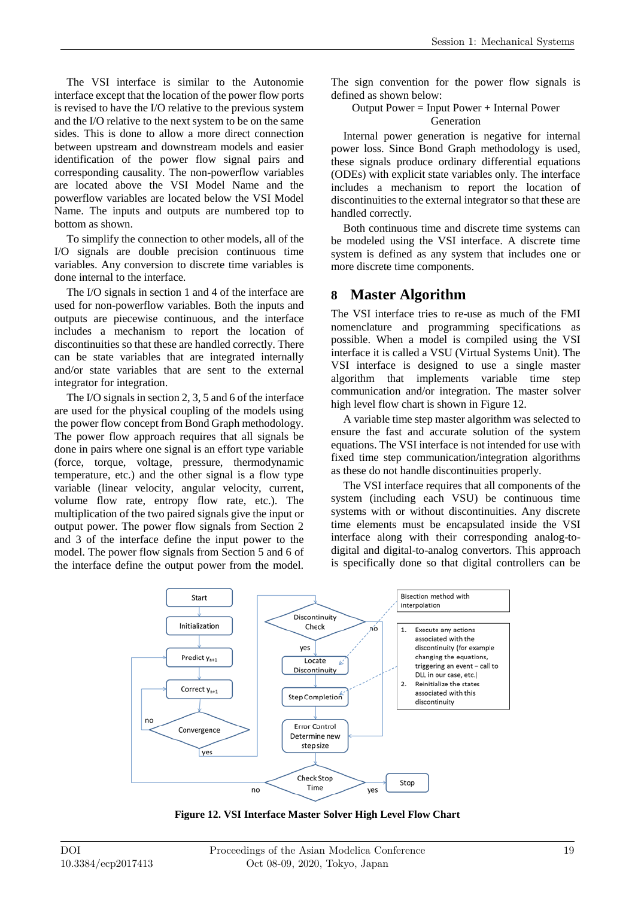The VSI interface is similar to the Autonomie interface except that the location of the power flow ports is revised to have the I/O relative to the previous system and the I/O relative to the next system to be on the same sides. This is done to allow a more direct connection between upstream and downstream models and easier identification of the power flow signal pairs and corresponding causality. The non-powerflow variables are located above the VSI Model Name and the powerflow variables are located below the VSI Model Name. The inputs and outputs are numbered top to bottom as shown.

To simplify the connection to other models, all of the I/O signals are double precision continuous time variables. Any conversion to discrete time variables is done internal to the interface.

The I/O signals in section 1 and 4 of the interface are used for non-powerflow variables. Both the inputs and outputs are piecewise continuous, and the interface includes a mechanism to report the location of discontinuities so that these are handled correctly. There can be state variables that are integrated internally and/or state variables that are sent to the external integrator for integration.

The I/O signals in section 2, 3, 5 and 6 of the interface are used for the physical coupling of the models using the power flow concept from Bond Graph methodology. The power flow approach requires that all signals be done in pairs where one signal is an effort type variable (force, torque, voltage, pressure, thermodynamic temperature, etc.) and the other signal is a flow type variable (linear velocity, angular velocity, current, volume flow rate, entropy flow rate, etc.). The multiplication of the two paired signals give the input or output power. The power flow signals from Section 2 and 3 of the interface define the input power to the model. The power flow signals from Section 5 and 6 of the interface define the output power from the model. The sign convention for the power flow signals is defined as shown below:

Output Power = Input Power + Internal Power Generation

Internal power generation is negative for internal power loss. Since Bond Graph methodology is used, these signals produce ordinary differential equations (ODEs) with explicit state variables only. The interface includes a mechanism to report the location of discontinuities to the external integrator so that these are handled correctly.

Both continuous time and discrete time systems can be modeled using the VSI interface. A discrete time system is defined as any system that includes one or more discrete time components.

## 8 Master Algorithm

The VSI interface tries to re-use as much of the FMI nomenclature and programming specifications as possible. When a model is compiled using the VSI interface it is called a VSU (Virtual Systems Unit). The VSI interface is designed to use a single master algorithm that implements variable time step communication and/or integration. The master solver high level flow chart is shown in Figure 12.

A variable time step master algorithm was selected to ensure the fast and accurate solution of the system equations. The VSI interface is not intended for use with fixed time step communication/integration algorithms as these do not handle discontinuities properly.

The VSI interface requires that all components of the system (including each VSU) be continuous time systems with or without discontinuities. Any discrete time elements must be encapsulated inside the VSI interface along with their corresponding analog-to-digital and digital-to-analog convertors. This approach is specifically done so that digital controllers can be

Figure 12. VSI Interface Master Solver High Level Flow Chart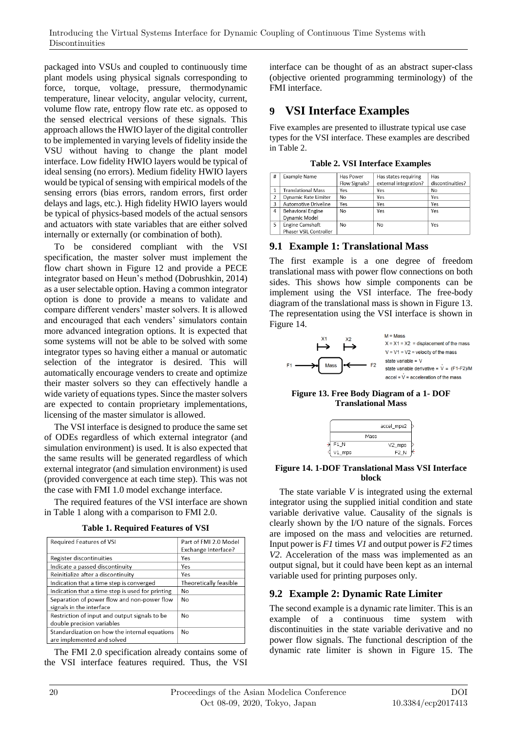packaged into VSUs and coupled to continuously time plant models using physical signals corresponding to force, torque, voltage, pressure, thermodynamic temperature, linear velocity, angular velocity, current, volume flow rate, entropy flow rate etc. as opposed to the sensed electrical versions of these signals. This approach allows the HWIO layer of the digital controller to be implemented in varying levels of fidelity inside the VSU without having to change the plant model interface. Low fidelity HWIO layers would be typical of ideal sensing (no errors). Medium fidelity HWIO layers would be typical of sensing with empirical models of the sensing errors (bias errors, random errors, first order delays and lags, etc.). High fidelity HWIO layers would be typical of physics-based models of the actual sensors and actuators with state variables that are either solved internally or externally (or combination of both).

To be considered compliant with the VSI specification, the master solver must implement the flow chart shown in Figure 12 and provide a PECE integrator based on Heun's method (Dobrushkin, 2014) as a user selectable option. Having a common integrator option is done to provide a means to validate and compare different venders' master solvers. It is allowed and encouraged that each venders' simulators contain more advanced integration options. It is expected that some systems will not be able to be solved with some integrator types so having either a manual or automatic selection of the integrator is desired. This will automatically encourage venders to create and optimize their master solvers so they can effectively handle a wide variety of equations types. Since the master solvers are expected to contain proprietary implementations, licensing of the master simulator is allowed.

The VSI interface is designed to produce the same set of ODEs regardless of which external integrator (and simulation environment) is used. It is also expected that the same results will be generated regardless of which external integrator (and simulation environment) is used (provided convergence at each time step). This was not the case with FMI 1.0 model exchange interface.

The required features of the VSI interface are shown in Table 1 along with a comparison to FMI 2.0.

**Table 1. Required Features of VSI**

| Required Features of VSI | Part of FMI 2.0 Model Exchange Interface? |
|---|---|
| Register discontinuities | Yes |
| Indicate a passed discontinuity | Yes |
| Reinitialize after a discontinuity | Yes |
| Indication that a time step is converged | Theoretically feasible |
| Indication that a time step is used for printing | No |
| Separation of power flow and non-power flow signals in the interface | No |
| Restriction of input and output signals to be double precision variables | No |
| Standardization on how the internal equations are implemented and solved | No |

The FMI 2.0 specification already contains some of the VSI interface features required. Thus, the VSI interface can be thought of as an abstract super-class (objective oriented programming terminology) of the FMI interface.

# 9 VSI Interface Examples

Five examples are presented to illustrate typical use case types for the VSI interface. These examples are described in Table 2.

**Table 2. VSI Interface Examples**

| # | Example Name | Has Power Flow Signals? | Has states requiring external integration? | Has discontinuities? |
|---|---|---|---|---|
| 1 | Translational Mass | Yes | Yes | No |
| 2 | Dynamic Rate Limiter | No | Yes | Yes |
| 3 | Automotive Driveline | Yes | Yes | Yes |
| 4 | Behavioral Engine Dynamic Model | No | Yes | Yes |
| 5 | Engine Camshaft Phaser VSIL Controller | No | No | Yes |

## 9.1 Example 1: Translational Mass

The first example is a one degree of freedom translational mass with power flow connections on both sides. This shows how simple components can be implement using the VSI interface. The free-body diagram of the translational mass is shown in Figure 13. The representation using the VSI interface is shown in Figure 14.

X1 X2

F1 Mass F2

M = Mass
X = X1 = X2 = displacement of the mass
V = V1 = V2 = velocity of the mass
state variable = V
state variable derivative = $\dot{V}$ = (F1-F2)/M
accel = $\dot{V}$ = acceleration of the mass

**Figure 13. Free Body Diagram of a 1- DOF Translational Mass**

accel_mps2
Mass
F1_N V2_mps
V1_mps F2_N

**Figure 14. 1-DOF Translational Mass VSI Interface block**

The state variable *V* is integrated using the external integrator using the supplied initial condition and state variable derivative value. Causality of the signals is clearly shown by the I/O nature of the signals. Forces are imposed on the mass and velocities are returned. Input power is *F1* times *V1* and output power is *F2* times *V2*. Acceleration of the mass was implemented as an output signal, but it could have been kept as an internal variable used for printing purposes only.

## 9.2 Example 2: Dynamic Rate Limiter

The second example is a dynamic rate limiter. This is an example of a continuous time system with discontinuities in the state variable derivative and no power flow signals. The functional description of the dynamic rate limiter is shown in Figure 15. The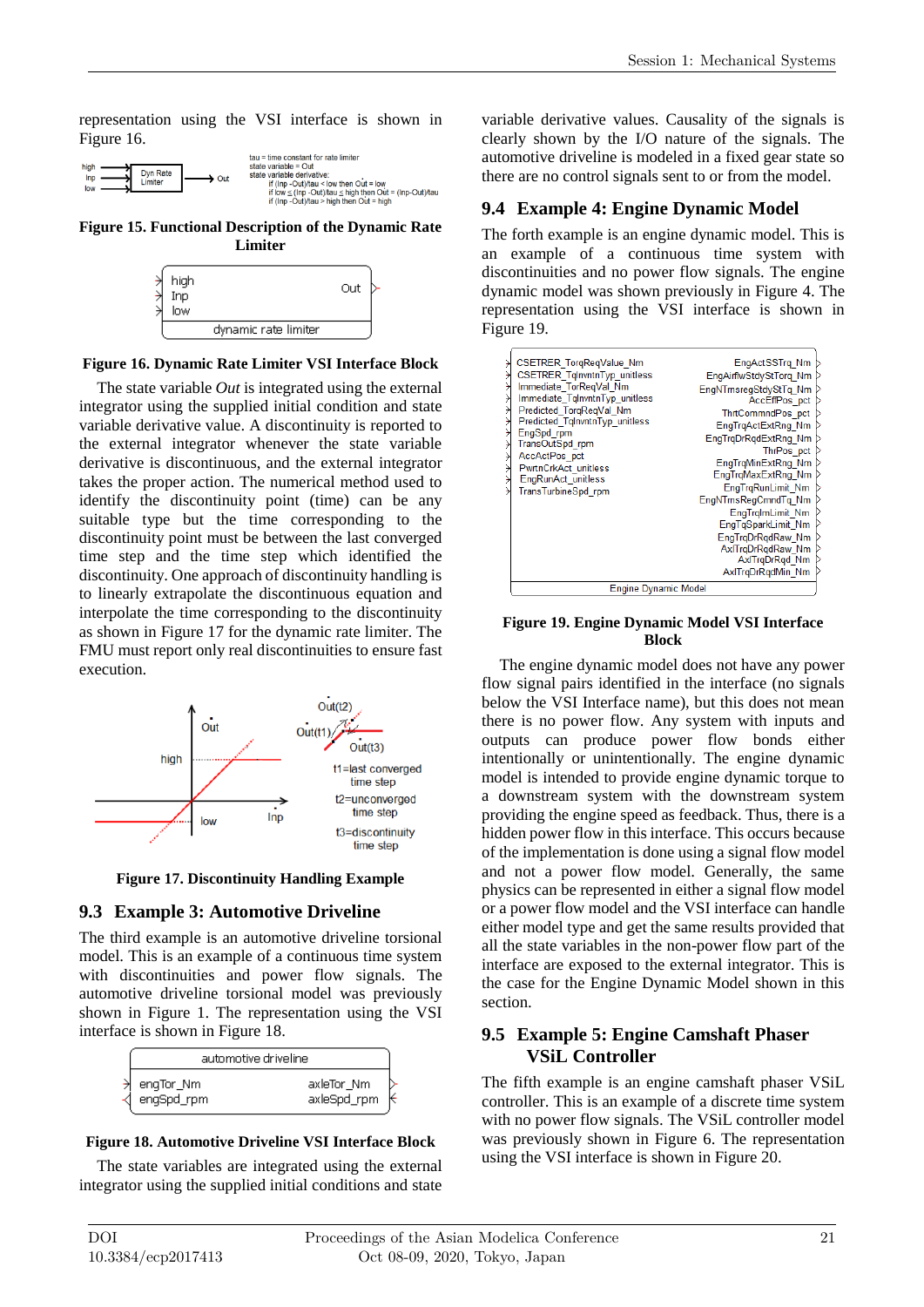representation using the VSI interface is shown in Figure 16.

**Figure 15. Functional Description of the Dynamic Rate Limiter**

**Figure 16. Dynamic Rate Limiter VSI Interface Block**

The state variable *Out* is integrated using the external integrator using the supplied initial condition and state variable derivative value. A discontinuity is reported to the external integrator whenever the state variable derivative is discontinuous, and the external integrator takes the proper action. The numerical method used to identify the discontinuity point (time) can be any suitable type but the time corresponding to the discontinuity point must be between the last converged time step and the time step which identified the discontinuity. One approach of discontinuity handling is to linearly extrapolate the discontinuous equation and interpolate the time corresponding to the discontinuity as shown in Figure 17 for the dynamic rate limiter. The FMU must report only real discontinuities to ensure fast execution.

**Figure 17. Discontinuity Handling Example**

## 9.3 Example 3: Automotive Driveline

The third example is an automotive driveline torsional model. This is an example of a continuous time system with discontinuities and power flow signals. The automotive driveline torsional model was previously shown in Figure 1. The representation using the VSI interface is shown in Figure 18.

**Figure 18. Automotive Driveline VSI Interface Block**

The state variables are integrated using the external integrator using the supplied initial conditions and state variable derivative values. Causality of the signals is clearly shown by the I/O nature of the signals. The automotive driveline is modeled in a fixed gear state so there are no control signals sent to or from the model.

## 9.4 Example 4: Engine Dynamic Model

The forth example is an engine dynamic model. This is an example of a continuous time system with discontinuities and no power flow signals. The engine dynamic model was shown previously in Figure 4. The representation using the VSI interface is shown in Figure 19.

**Figure 19. Engine Dynamic Model VSI Interface Block**

The engine dynamic model does not have any power flow signal pairs identified in the interface (no signals below the VSI Interface name), but this does not mean there is no power flow. Any system with inputs and outputs can produce power flow bonds either intentionally or unintentionally. The engine dynamic model is intended to provide engine dynamic torque to a downstream system with the downstream system providing the engine speed as feedback. Thus, there is a hidden power flow in this interface. This occurs because of the implementation is done using a signal flow model and not a power flow model. Generally, the same physics can be represented in either a signal flow model or a power flow model and the VSI interface can handle either model type and get the same results provided that all the state variables in the non-power flow part of the interface are exposed to the external integrator. This is the case for the Engine Dynamic Model shown in this section.

## 9.5 Example 5: Engine Camshaft Phaser VSiL Controller

The fifth example is an engine camshaft phaser VSiL controller. This is an example of a discrete time system with no power flow signals. The VSiL controller model was previously shown in Figure 6. The representation using the VSI interface is shown in Figure 20.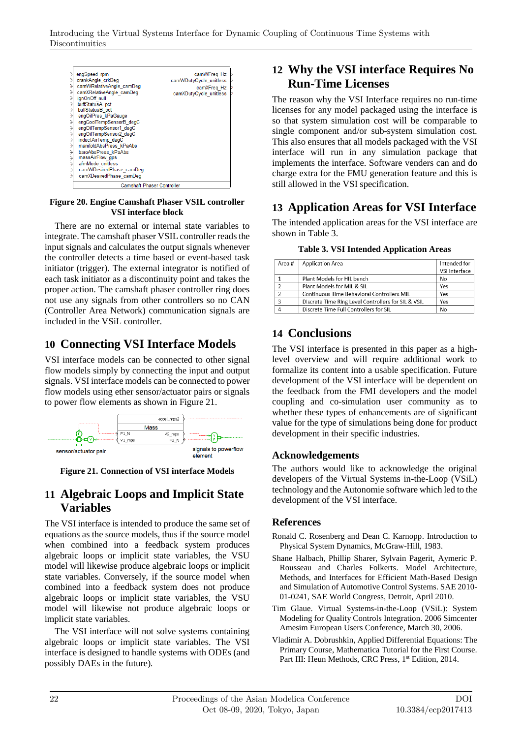engSpeed_rpm
crankAngle_crkDeg
camWRelativeAngle_camDeg
camXRelativeAngle_camDeg
ignOnOff_null
buffStatusA_pct
buffStatusB_pct
engOilPres_kPaGauge
engCoolTempSensorB_degC
engOilTempSensor1_degC
engOilTempSensor2_degC
inductAirTemp_degC
manifoldAbsPress_kPaAbs
baroAbsPress_kPaAbs
massAirFlow_gps
afmMode_unitless
camWDesiredPhase_camDeg
camXDesiredPhase_camDeg
camWFreq_Hz
camWDutyCycle_unitless
camXFreq_Hz
camXDutyCycle_unitless
Camshaft Phaser Controller

**Figure 20. Engine Camshaft Phaser VSIL controller VSI interface block**

There are no external or internal state variables to integrate. The camshaft phaser VSIL controller reads the input signals and calculates the output signals whenever the controller detects a time based or event-based task initiator (trigger). The external integrator is notified of each task initiator as a discontinuity point and takes the proper action. The camshaft phaser controller ring does not use any signals from other controllers so no CAN (Controller Area Network) communication signals are included in the VSiL controller.

## 10 Connecting VSI Interface Models

VSI interface models can be connected to other signal flow models simply by connecting the input and output signals. VSI interface models can be connected to power flow models using ether sensor/actuator pairs or signals to power flow elements as shown in Figure 21.

accel_mps2
Mass
F1_N
V1_mps
V2_mps
F2_N
sensor/actuator pair
signals to powerflow element

**Figure 21. Connection of VSI interface Models**

## 11 Algebraic Loops and Implicit State Variables

The VSI interface is intended to produce the same set of equations as the source models, thus if the source model when combined into a feedback system produces algebraic loops or implicit state variables, the VSU model will likewise produce algebraic loops or implicit state variables. Conversely, if the source model when combined into a feedback system does not produce algebraic loops or implicit state variables, the VSU model will likewise not produce algebraic loops or implicit state variables.

The VSI interface will not solve systems containing algebraic loops or implicit state variables. The VSI interface is designed to handle systems with ODEs (and possibly DAEs in the future).

## 12 Why the VSI interface Requires No Run-Time Licenses

The reason why the VSI Interface requires no run-time licenses for any model packaged using the interface is so that system simulation cost will be comparable to single component and/or sub-system simulation cost. This also ensures that all models packaged with the VSI interface will run in any simulation package that implements the interface. Software venders can and do charge extra for the FMU generation feature and this is still allowed in the VSI specification.

## 13 Application Areas for VSI Interface

The intended application areas for the VSI interface are shown in Table 3.

**Table 3. VSI Intended Application Areas**

| Area # | Application Area | Intended for VSI Interface |
|---|---|---|
| 1 | Plant Models for HIL bench | No |
| 2 | Plant Models for MIL & SIL | Yes |
| 2 | Continuous Time Behavioral Controllers MIL | Yes |
| 3 | Discrete Time Ring Level Controllers for SIL & VSIL | Yes |
| 4 | Discrete Time Full Controllers for SIL | No |

## 14 Conclusions

The VSI interface is presented in this paper as a high-level overview and will require additional work to formalize its content into a usable specification. Future development of the VSI interface will be dependent on the feedback from the FMI developers and the model coupling and co-simulation user community as to whether these types of enhancements are of significant value for the type of simulations being done for product development in their specific industries.

## Acknowledgements

The authors would like to acknowledge the original developers of the Virtual Systems in-the-Loop (VSiL) technology and the Autonomie software which led to the development of the VSI interface.

## References

Ronald C. Rosenberg and Dean C. Karnopp. Introduction to Physical System Dynamics, McGraw-Hill, 1983.

Shane Halbach, Phillip Sharer, Sylvain Pagerit, Aymeric P. Rousseau and Charles Folkerts. Model Architecture, Methods, and Interfaces for Efficient Math-Based Design and Simulation of Automotive Control Systems. SAE 2010-01-0241, SAE World Congress, Detroit, April 2010.

Tim Glaue. Virtual Systems-in-the-Loop (VSiL): System Modeling for Quality Controls Integration. 2006 Simcenter Amesim European Users Conference, March 30, 2006.

Vladimir A. Dobrushkin, Applied Differential Equations: The Primary Course, Mathematica Tutorial for the First Course. Part III: Heun Methods, CRC Press, 1st Edition, 2014.